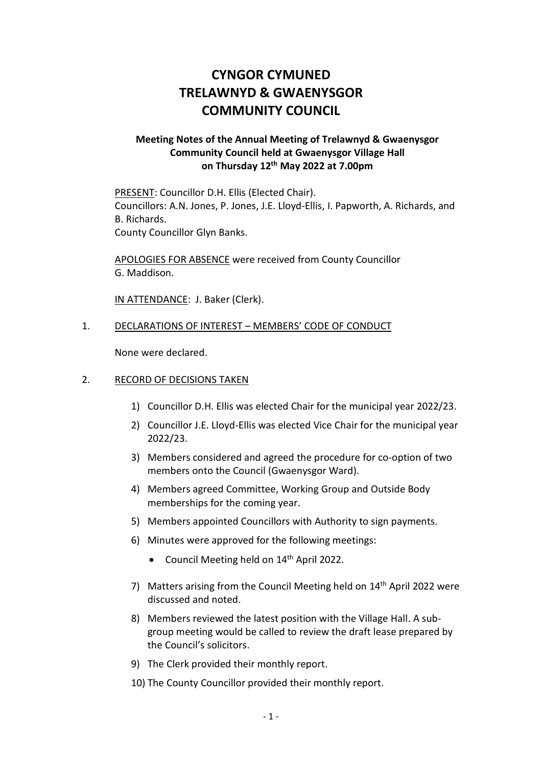# CYNGOR CYMUNED TRELAWNYD & GWAENYSGOR COMMUNITY COUNCIL

### Meeting Notes of the Annual Meeting of Trelawnyd & Gwaenysgor Community Council held at Gwaenysgor Village Hall on Thursday 12th May 2022 at 7.00pm

PRESENT: Councillor D.H. Ellis (Elected Chair).
Councillors: A.N. Jones, P. Jones, J.E. Lloyd-Ellis, I. Papworth, A. Richards, and B. Richards.
County Councillor Glyn Banks.

APOLOGIES FOR ABSENCE were received from County Councillor G. Maddison.

IN ATTENDANCE: J. Baker (Clerk).

1. DECLARATIONS OF INTEREST – MEMBERS' CODE OF CONDUCT

   None were declared.

2. RECORD OF DECISIONS TAKEN

   1) Councillor D.H. Ellis was elected Chair for the municipal year 2022/23.
   2) Councillor J.E. Lloyd-Ellis was elected Vice Chair for the municipal year 2022/23.
   3) Members considered and agreed the procedure for co-option of two members onto the Council (Gwaenysgor Ward).
   4) Members agreed Committee, Working Group and Outside Body memberships for the coming year.
   5) Members appointed Councillors with Authority to sign payments.
   6) Minutes were approved for the following meetings:
      - Council Meeting held on 14th April 2022.
   7) Matters arising from the Council Meeting held on 14th April 2022 were discussed and noted.
   8) Members reviewed the latest position with the Village Hall. A sub-group meeting would be called to review the draft lease prepared by the Council's solicitors.
   9) The Clerk provided their monthly report.
   10) The County Councillor provided their monthly report.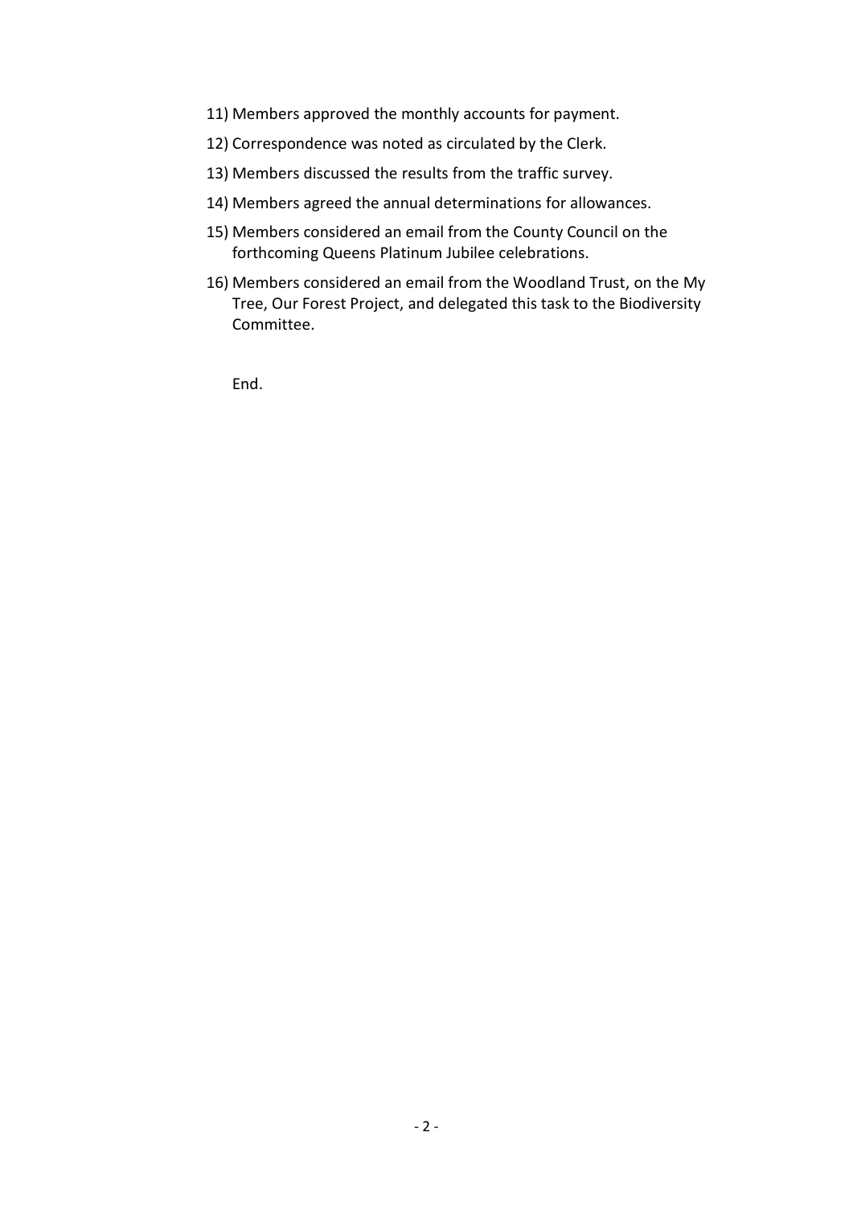11) Members approved the monthly accounts for payment.
12) Correspondence was noted as circulated by the Clerk.
13) Members discussed the results from the traffic survey.
14) Members agreed the annual determinations for allowances.
15) Members considered an email from the County Council on the forthcoming Queens Platinum Jubilee celebrations.
16) Members considered an email from the Woodland Trust, on the My Tree, Our Forest Project, and delegated this task to the Biodiversity Committee.

End.